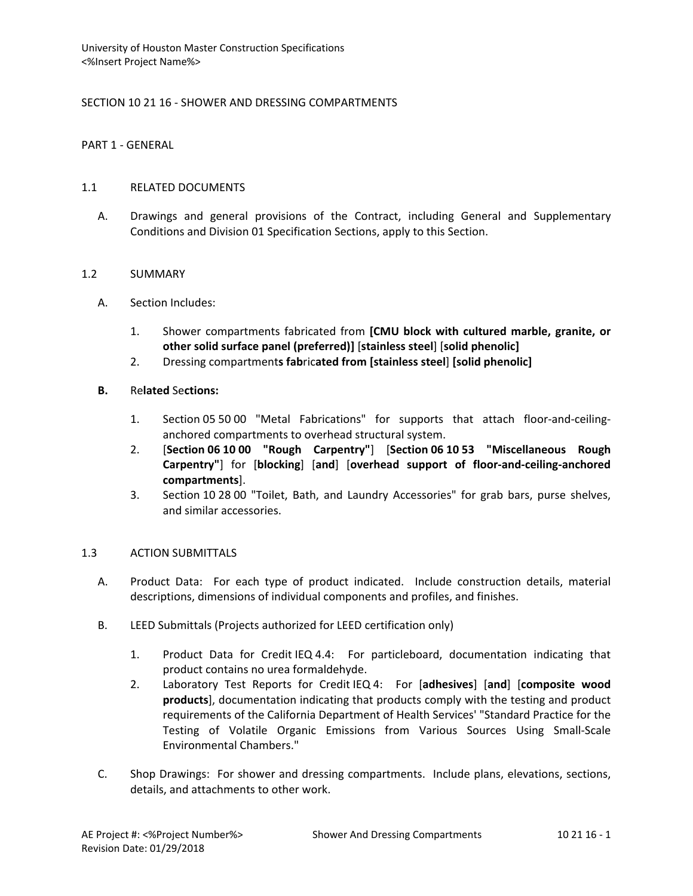# SECTION 10 21 16 - SHOWER AND DRESSING COMPARTMENTS

## PART 1 - GENERAL

### 1.1 RELATED DOCUMENTS

A. Drawings and general provisions of the Contract, including General and Supplementary Conditions and Division 01 Specification Sections, apply to this Section.

### 1.2 SUMMARY

A. Section Includes:

1. Shower compartments fabricated from **[CMU block with cultured marble, granite, or other solid surface panel (preferred)]** [**stainless steel**] [**solid phenolic]**
2. Dressing compartment**s fab**ric**ated from [stainless steel**] **[solid phenolic]**

**B.** Re**lated** Se**ctions:**

1. Section 05 50 00 "Metal Fabrications" for supports that attach floor-and-ceiling-anchored compartments to overhead structural system.
2. [**Section 06 10 00 "Rough Carpentry"**] [**Section 06 10 53 "Miscellaneous Rough Carpentry"**] for [**blocking**] [**and**] [**overhead support of floor-and-ceiling-anchored compartments**].
3. Section 10 28 00 "Toilet, Bath, and Laundry Accessories" for grab bars, purse shelves, and similar accessories.

### 1.3 ACTION SUBMITTALS

A. Product Data: For each type of product indicated. Include construction details, material descriptions, dimensions of individual components and profiles, and finishes.

B. LEED Submittals (Projects authorized for LEED certification only)

1. Product Data for Credit IEQ 4.4: For particleboard, documentation indicating that product contains no urea formaldehyde.
2. Laboratory Test Reports for Credit IEQ 4: For [**adhesives**] [**and**] [**composite wood products**], documentation indicating that products comply with the testing and product requirements of the California Department of Health Services' "Standard Practice for the Testing of Volatile Organic Emissions from Various Sources Using Small-Scale Environmental Chambers."

C. Shop Drawings: For shower and dressing compartments. Include plans, elevations, sections, details, and attachments to other work.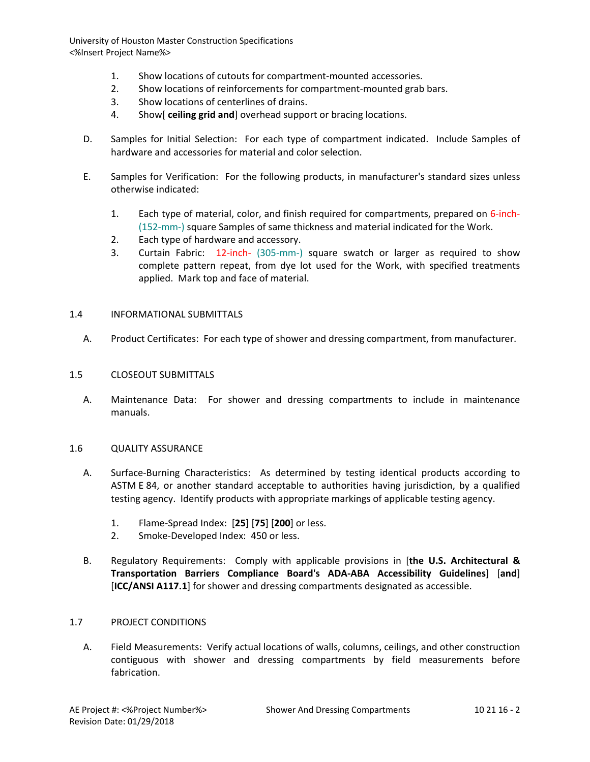1. Show locations of cutouts for compartment-mounted accessories.
2. Show locations of reinforcements for compartment-mounted grab bars.
3. Show locations of centerlines of drains.
4. Show[ **ceiling grid and**] overhead support or bracing locations.

D. Samples for Initial Selection: For each type of compartment indicated. Include Samples of hardware and accessories for material and color selection.

E. Samples for Verification: For the following products, in manufacturer's standard sizes unless otherwise indicated:

1. Each type of material, color, and finish required for compartments, prepared on 6-inch- (152-mm-) square Samples of same thickness and material indicated for the Work.
2. Each type of hardware and accessory.
3. Curtain Fabric: 12-inch- (305-mm-) square swatch or larger as required to show complete pattern repeat, from dye lot used for the Work, with specified treatments applied. Mark top and face of material.

## 1.4 INFORMATIONAL SUBMITTALS

A. Product Certificates: For each type of shower and dressing compartment, from manufacturer.

## 1.5 CLOSEOUT SUBMITTALS

A. Maintenance Data: For shower and dressing compartments to include in maintenance manuals.

## 1.6 QUALITY ASSURANCE

A. Surface-Burning Characteristics: As determined by testing identical products according to ASTM E 84, or another standard acceptable to authorities having jurisdiction, by a qualified testing agency. Identify products with appropriate markings of applicable testing agency.

1. Flame-Spread Index: [**25**] [**75**] [**200**] or less.
2. Smoke-Developed Index: 450 or less.

B. Regulatory Requirements: Comply with applicable provisions in [**the U.S. Architectural & Transportation Barriers Compliance Board's ADA-ABA Accessibility Guidelines**] [**and**] [**ICC/ANSI A117.1**] for shower and dressing compartments designated as accessible.

## 1.7 PROJECT CONDITIONS

A. Field Measurements: Verify actual locations of walls, columns, ceilings, and other construction contiguous with shower and dressing compartments by field measurements before fabrication.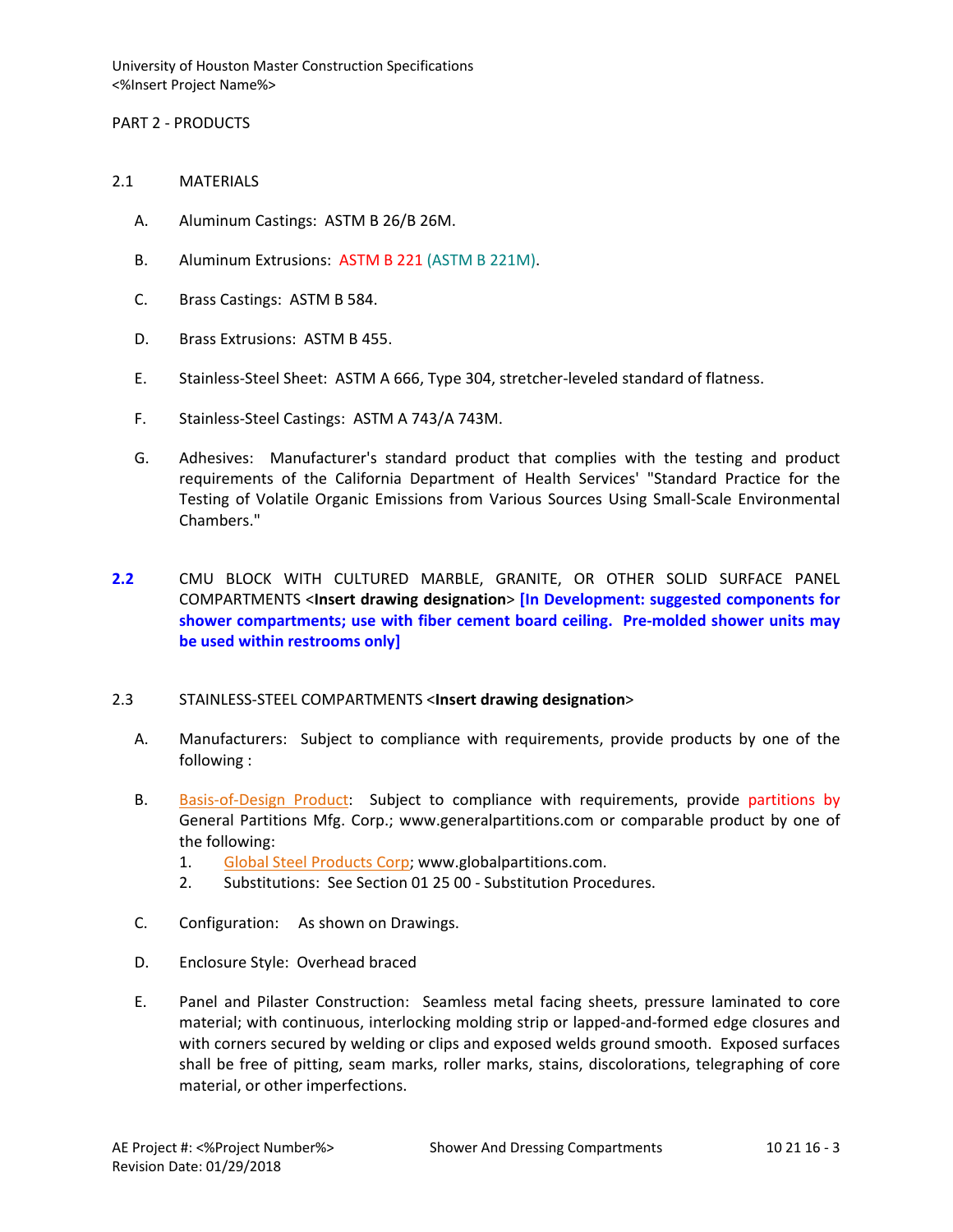## PART 2 - PRODUCTS

### 2.1 MATERIALS

A. Aluminum Castings: ASTM B 26/B 26M.

B. Aluminum Extrusions: ASTM B 221 (ASTM B 221M).

C. Brass Castings: ASTM B 584.

D. Brass Extrusions: ASTM B 455.

E. Stainless-Steel Sheet: ASTM A 666, Type 304, stretcher-leveled standard of flatness.

F. Stainless-Steel Castings: ASTM A 743/A 743M.

G. Adhesives: Manufacturer's standard product that complies with the testing and product requirements of the California Department of Health Services' "Standard Practice for the Testing of Volatile Organic Emissions from Various Sources Using Small-Scale Environmental Chambers."

### 2.2 CMU BLOCK WITH CULTURED MARBLE, GRANITE, OR OTHER SOLID SURFACE PANEL COMPARTMENTS <**Insert drawing designation**> **[In Development: suggested components for shower compartments; use with fiber cement board ceiling. Pre-molded shower units may be used within restrooms only]**

### 2.3 STAINLESS-STEEL COMPARTMENTS <**Insert drawing designation**>

A. Manufacturers: Subject to compliance with requirements, provide products by one of the following :

B. Basis-of-Design Product: Subject to compliance with requirements, provide partitions by General Partitions Mfg. Corp.; www.generalpartitions.com or comparable product by one of the following:

1. Global Steel Products Corp; www.globalpartitions.com.
2. Substitutions: See Section 01 25 00 - Substitution Procedures.

C. Configuration: As shown on Drawings.

D. Enclosure Style: Overhead braced

E. Panel and Pilaster Construction: Seamless metal facing sheets, pressure laminated to core material; with continuous, interlocking molding strip or lapped-and-formed edge closures and with corners secured by welding or clips and exposed welds ground smooth. Exposed surfaces shall be free of pitting, seam marks, roller marks, stains, discolorations, telegraphing of core material, or other imperfections.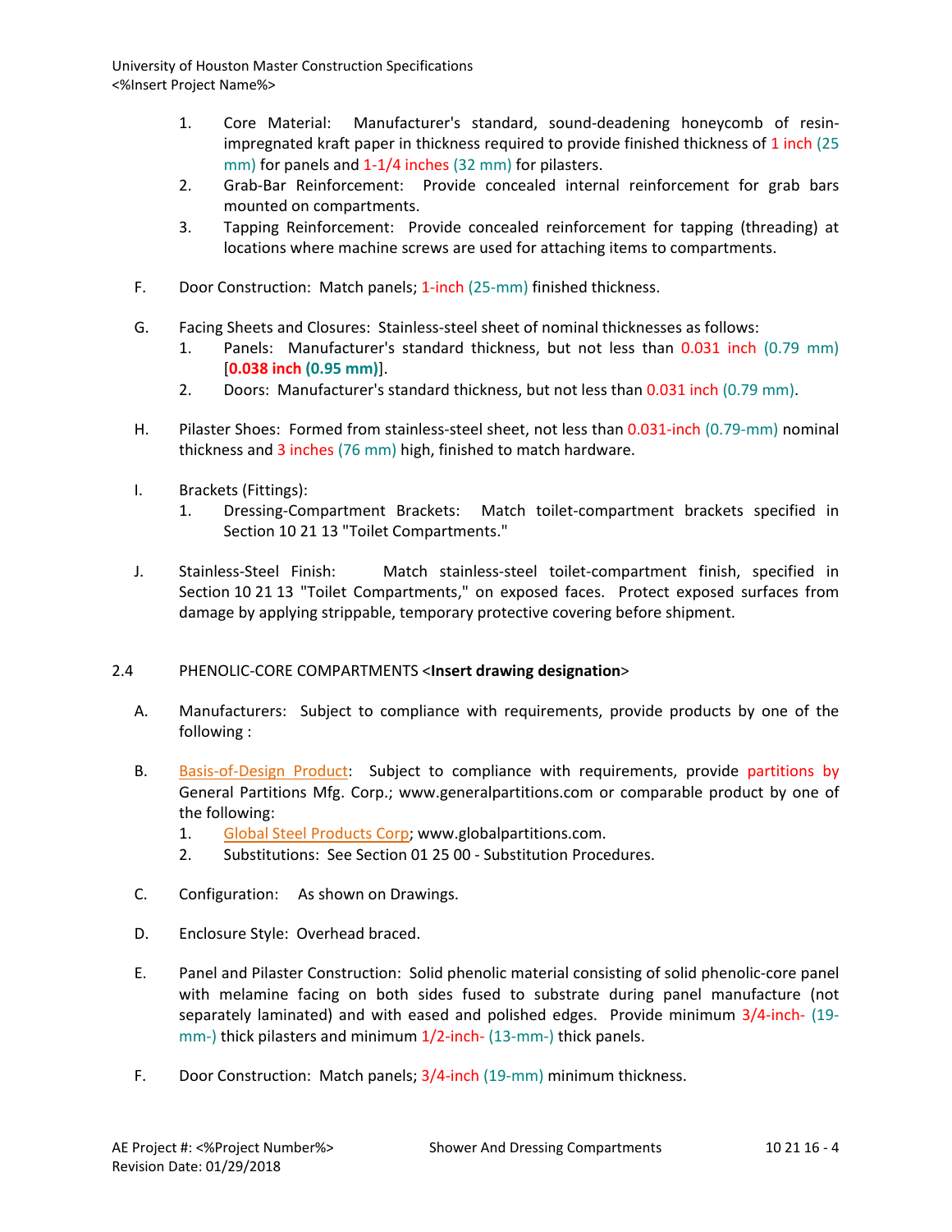1. Core Material: Manufacturer's standard, sound-deadening honeycomb of resin-impregnated kraft paper in thickness required to provide finished thickness of 1 inch (25 mm) for panels and 1-1/4 inches (32 mm) for pilasters.
2. Grab-Bar Reinforcement: Provide concealed internal reinforcement for grab bars mounted on compartments.
3. Tapping Reinforcement: Provide concealed reinforcement for tapping (threading) at locations where machine screws are used for attaching items to compartments.

F. Door Construction: Match panels; 1-inch (25-mm) finished thickness.

G. Facing Sheets and Closures: Stainless-steel sheet of nominal thicknesses as follows:
1. Panels: Manufacturer's standard thickness, but not less than 0.031 inch (0.79 mm) [**0.038 inch (0.95 mm)**].
2. Doors: Manufacturer's standard thickness, but not less than 0.031 inch (0.79 mm).

H. Pilaster Shoes: Formed from stainless-steel sheet, not less than 0.031-inch (0.79-mm) nominal thickness and 3 inches (76 mm) high, finished to match hardware.

I. Brackets (Fittings):
1. Dressing-Compartment Brackets: Match toilet-compartment brackets specified in Section 10 21 13 "Toilet Compartments."

J. Stainless-Steel Finish: Match stainless-steel toilet-compartment finish, specified in Section 10 21 13 "Toilet Compartments," on exposed faces. Protect exposed surfaces from damage by applying strippable, temporary protective covering before shipment.

## 2.4 PHENOLIC-CORE COMPARTMENTS <**Insert drawing designation**>

A. Manufacturers: Subject to compliance with requirements, provide products by one of the following :

B. Basis-of-Design Product: Subject to compliance with requirements, provide partitions by General Partitions Mfg. Corp.; www.generalpartitions.com or comparable product by one of the following:
1. Global Steel Products Corp; www.globalpartitions.com.
2. Substitutions: See Section 01 25 00 - Substitution Procedures.

C. Configuration: As shown on Drawings.

D. Enclosure Style: Overhead braced.

E. Panel and Pilaster Construction: Solid phenolic material consisting of solid phenolic-core panel with melamine facing on both sides fused to substrate during panel manufacture (not separately laminated) and with eased and polished edges. Provide minimum 3/4-inch- (19-mm-) thick pilasters and minimum 1/2-inch- (13-mm-) thick panels.

F. Door Construction: Match panels; 3/4-inch (19-mm) minimum thickness.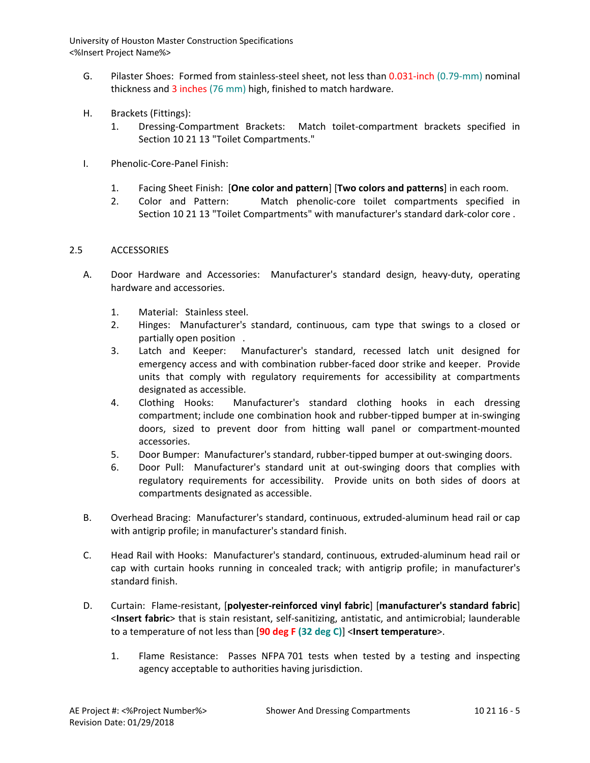G. Pilaster Shoes: Formed from stainless-steel sheet, not less than 0.031-inch (0.79-mm) nominal thickness and 3 inches (76 mm) high, finished to match hardware.

H. Brackets (Fittings):

1. Dressing-Compartment Brackets: Match toilet-compartment brackets specified in Section 10 21 13 "Toilet Compartments."

I. Phenolic-Core-Panel Finish:

1. Facing Sheet Finish: [**One color and pattern**] [**Two colors and patterns**] in each room.
2. Color and Pattern: Match phenolic-core toilet compartments specified in Section 10 21 13 "Toilet Compartments" with manufacturer's standard dark-color core .

## 2.5 ACCESSORIES

A. Door Hardware and Accessories: Manufacturer's standard design, heavy-duty, operating hardware and accessories.

1. Material: Stainless steel.
2. Hinges: Manufacturer's standard, continuous, cam type that swings to a closed or partially open position .
3. Latch and Keeper: Manufacturer's standard, recessed latch unit designed for emergency access and with combination rubber-faced door strike and keeper. Provide units that comply with regulatory requirements for accessibility at compartments designated as accessible.
4. Clothing Hooks: Manufacturer's standard clothing hooks in each dressing compartment; include one combination hook and rubber-tipped bumper at in-swinging doors, sized to prevent door from hitting wall panel or compartment-mounted accessories.
5. Door Bumper: Manufacturer's standard, rubber-tipped bumper at out-swinging doors.
6. Door Pull: Manufacturer's standard unit at out-swinging doors that complies with regulatory requirements for accessibility. Provide units on both sides of doors at compartments designated as accessible.

B. Overhead Bracing: Manufacturer's standard, continuous, extruded-aluminum head rail or cap with antigrip profile; in manufacturer's standard finish.

C. Head Rail with Hooks: Manufacturer's standard, continuous, extruded-aluminum head rail or cap with curtain hooks running in concealed track; with antigrip profile; in manufacturer's standard finish.

D. Curtain: Flame-resistant, [**polyester-reinforced vinyl fabric**] [**manufacturer's standard fabric**] <**Insert fabric**> that is stain resistant, self-sanitizing, antistatic, and antimicrobial; launderable to a temperature of not less than [**90 deg F (32 deg C)**] <**Insert temperature**>.

1. Flame Resistance: Passes NFPA 701 tests when tested by a testing and inspecting agency acceptable to authorities having jurisdiction.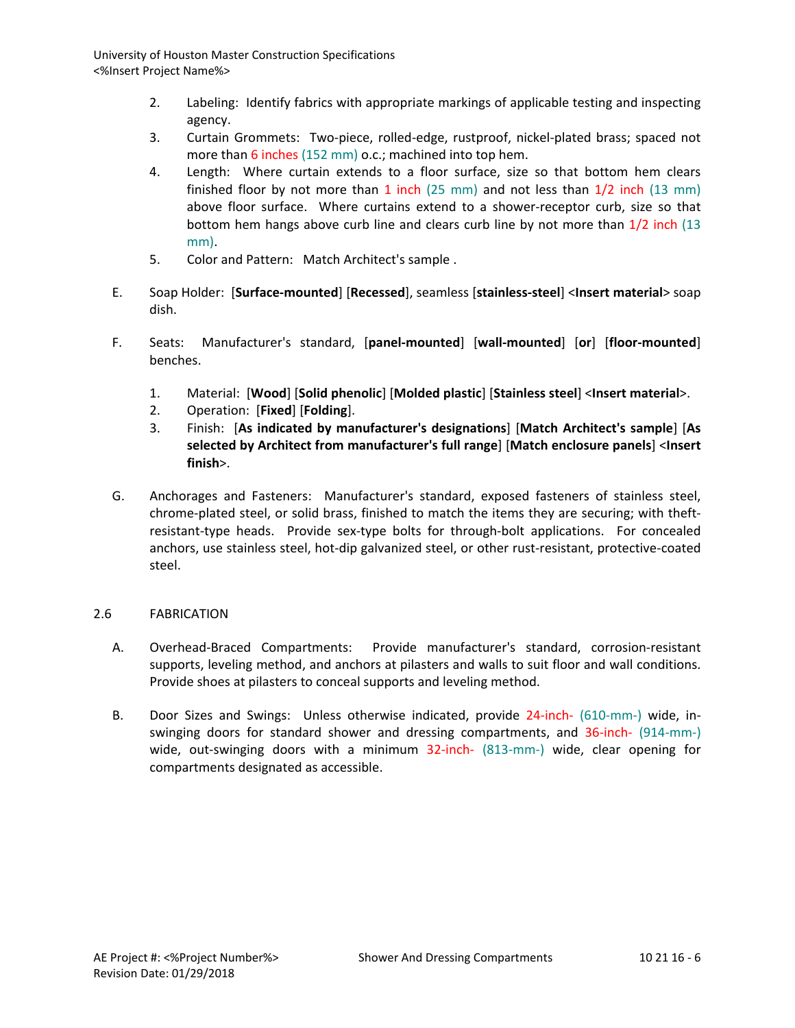2. Labeling: Identify fabrics with appropriate markings of applicable testing and inspecting agency.
3. Curtain Grommets: Two-piece, rolled-edge, rustproof, nickel-plated brass; spaced not more than 6 inches (152 mm) o.c.; machined into top hem.
4. Length: Where curtain extends to a floor surface, size so that bottom hem clears finished floor by not more than 1 inch (25 mm) and not less than 1/2 inch (13 mm) above floor surface. Where curtains extend to a shower-receptor curb, size so that bottom hem hangs above curb line and clears curb line by not more than 1/2 inch (13 mm).
5. Color and Pattern: Match Architect's sample .

E. Soap Holder: [**Surface-mounted**] [**Recessed**], seamless [**stainless-steel**] <**Insert material**> soap dish.

F. Seats: Manufacturer's standard, [**panel-mounted**] [**wall-mounted**] [**or**] [**floor-mounted**] benches.

1. Material: [**Wood**] [**Solid phenolic**] [**Molded plastic**] [**Stainless steel**] <**Insert material**>.
2. Operation: [**Fixed**] [**Folding**].
3. Finish: [**As indicated by manufacturer's designations**] [**Match Architect's sample**] [**As selected by Architect from manufacturer's full range**] [**Match enclosure panels**] <**Insert finish**>.

G. Anchorages and Fasteners: Manufacturer's standard, exposed fasteners of stainless steel, chrome-plated steel, or solid brass, finished to match the items they are securing; with theft-resistant-type heads. Provide sex-type bolts for through-bolt applications. For concealed anchors, use stainless steel, hot-dip galvanized steel, or other rust-resistant, protective-coated steel.

## 2.6 FABRICATION

A. Overhead-Braced Compartments: Provide manufacturer's standard, corrosion-resistant supports, leveling method, and anchors at pilasters and walls to suit floor and wall conditions. Provide shoes at pilasters to conceal supports and leveling method.

B. Door Sizes and Swings: Unless otherwise indicated, provide 24-inch- (610-mm-) wide, in-swinging doors for standard shower and dressing compartments, and 36-inch- (914-mm-) wide, out-swinging doors with a minimum 32-inch- (813-mm-) wide, clear opening for compartments designated as accessible.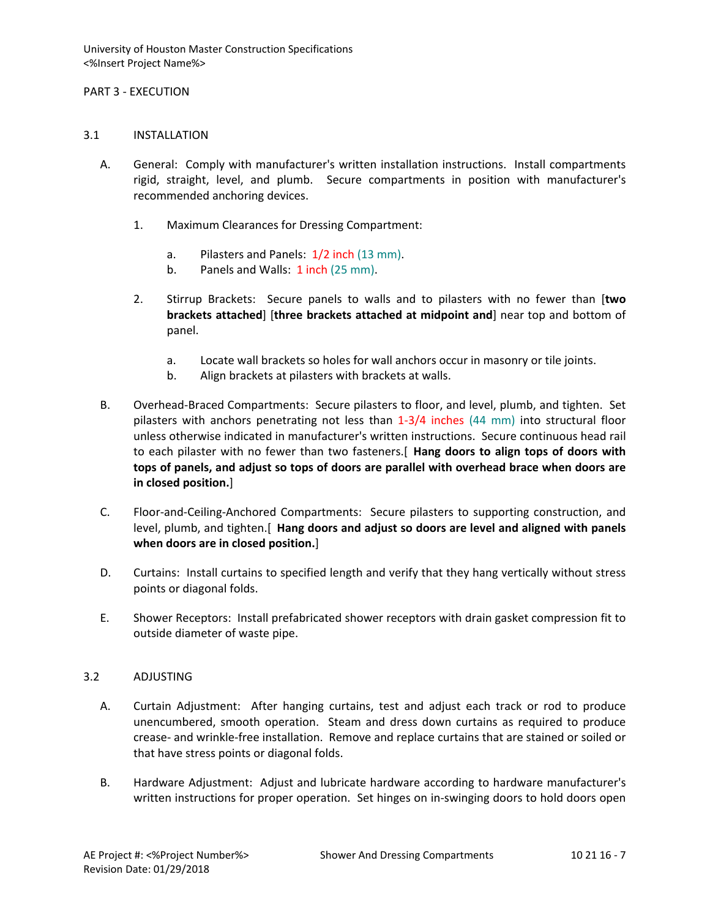PART 3 - EXECUTION

3.1 INSTALLATION

A. General: Comply with manufacturer's written installation instructions. Install compartments rigid, straight, level, and plumb. Secure compartments in position with manufacturer's recommended anchoring devices.

1. Maximum Clearances for Dressing Compartment:

   a. Pilasters and Panels: 1/2 inch (13 mm).
   b. Panels and Walls: 1 inch (25 mm).

2. Stirrup Brackets: Secure panels to walls and to pilasters with no fewer than [**two brackets attached**] [**three brackets attached at midpoint and**] near top and bottom of panel.

   a. Locate wall brackets so holes for wall anchors occur in masonry or tile joints.
   b. Align brackets at pilasters with brackets at walls.

B. Overhead-Braced Compartments: Secure pilasters to floor, and level, plumb, and tighten. Set pilasters with anchors penetrating not less than 1-3/4 inches (44 mm) into structural floor unless otherwise indicated in manufacturer's written instructions. Secure continuous head rail to each pilaster with no fewer than two fasteners.[ **Hang doors to align tops of doors with tops of panels, and adjust so tops of doors are parallel with overhead brace when doors are in closed position.**]

C. Floor-and-Ceiling-Anchored Compartments: Secure pilasters to supporting construction, and level, plumb, and tighten.[ **Hang doors and adjust so doors are level and aligned with panels when doors are in closed position.**]

D. Curtains: Install curtains to specified length and verify that they hang vertically without stress points or diagonal folds.

E. Shower Receptors: Install prefabricated shower receptors with drain gasket compression fit to outside diameter of waste pipe.

3.2 ADJUSTING

A. Curtain Adjustment: After hanging curtains, test and adjust each track or rod to produce unencumbered, smooth operation. Steam and dress down curtains as required to produce crease- and wrinkle-free installation. Remove and replace curtains that are stained or soiled or that have stress points or diagonal folds.

B. Hardware Adjustment: Adjust and lubricate hardware according to hardware manufacturer's written instructions for proper operation. Set hinges on in-swinging doors to hold doors open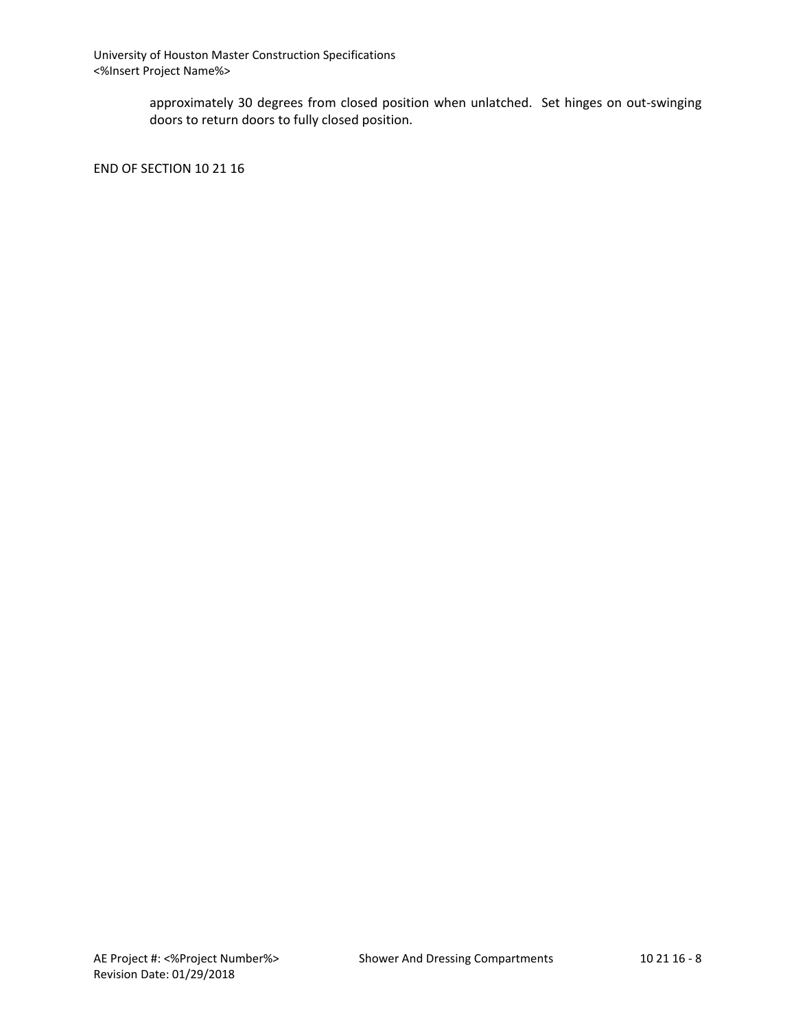approximately 30 degrees from closed position when unlatched. Set hinges on out-swinging doors to return doors to fully closed position.

END OF SECTION 10 21 16